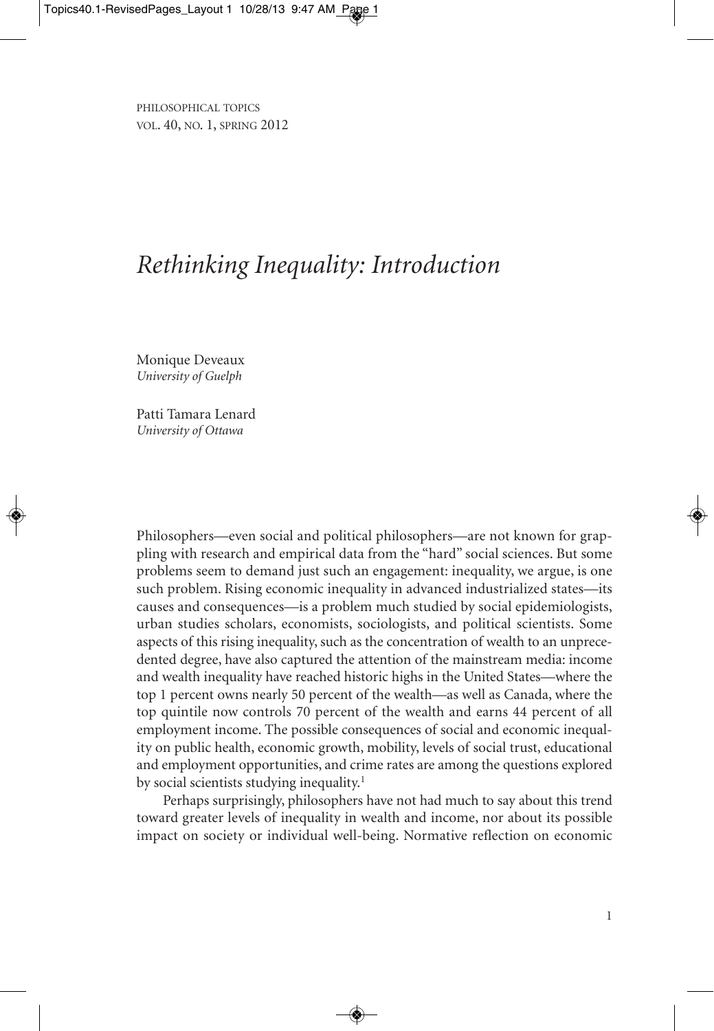# *Rethinking Inequality: Introduction*

Monique Deveaux
*University of Guelph*

Patti Tamara Lenard
*University of Ottawa*

Philosophers—even social and political philosophers—are not known for grappling with research and empirical data from the "hard" social sciences. But some problems seem to demand just such an engagement: inequality, we argue, is one such problem. Rising economic inequality in advanced industrialized states—its causes and consequences—is a problem much studied by social epidemiologists, urban studies scholars, economists, sociologists, and political scientists. Some aspects of this rising inequality, such as the concentration of wealth to an unprecedented degree, have also captured the attention of the mainstream media: income and wealth inequality have reached historic highs in the United States—where the top 1 percent owns nearly 50 percent of the wealth—as well as Canada, where the top quintile now controls 70 percent of the wealth and earns 44 percent of all employment income. The possible consequences of social and economic inequality on public health, economic growth, mobility, levels of social trust, educational and employment opportunities, and crime rates are among the questions explored by social scientists studying inequality.[1]

Perhaps surprisingly, philosophers have not had much to say about this trend toward greater levels of inequality in wealth and income, nor about its possible impact on society or individual well-being. Normative reflection on economic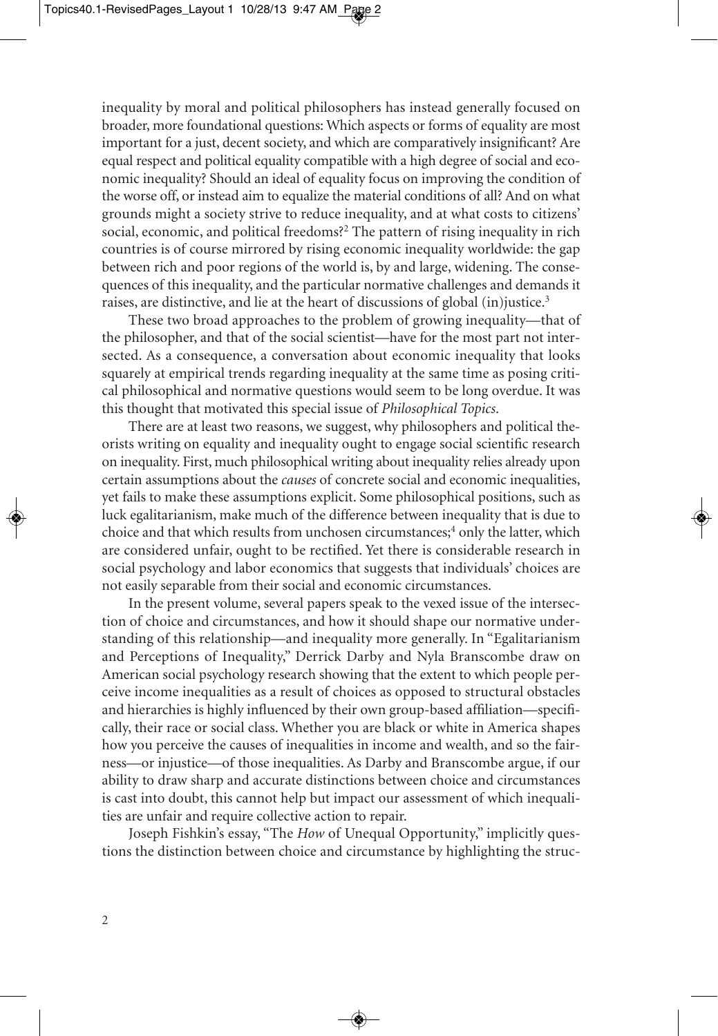inequality by moral and political philosophers has instead generally focused on broader, more foundational questions: Which aspects or forms of equality are most important for a just, decent society, and which are comparatively insignificant? Are equal respect and political equality compatible with a high degree of social and economic inequality? Should an ideal of equality focus on improving the condition of the worse off, or instead aim to equalize the material conditions of all? And on what grounds might a society strive to reduce inequality, and at what costs to citizens' social, economic, and political freedoms?[2] The pattern of rising inequality in rich countries is of course mirrored by rising economic inequality worldwide: the gap between rich and poor regions of the world is, by and large, widening. The consequences of this inequality, and the particular normative challenges and demands it raises, are distinctive, and lie at the heart of discussions of global (in)justice.[3]

These two broad approaches to the problem of growing inequality—that of the philosopher, and that of the social scientist—have for the most part not intersected. As a consequence, a conversation about economic inequality that looks squarely at empirical trends regarding inequality at the same time as posing critical philosophical and normative questions would seem to be long overdue. It was this thought that motivated this special issue of *Philosophical Topics*.

There are at least two reasons, we suggest, why philosophers and political theorists writing on equality and inequality ought to engage social scientific research on inequality. First, much philosophical writing about inequality relies already upon certain assumptions about the *causes* of concrete social and economic inequalities, yet fails to make these assumptions explicit. Some philosophical positions, such as luck egalitarianism, make much of the difference between inequality that is due to choice and that which results from unchosen circumstances;[4] only the latter, which are considered unfair, ought to be rectified. Yet there is considerable research in social psychology and labor economics that suggests that individuals' choices are not easily separable from their social and economic circumstances.

In the present volume, several papers speak to the vexed issue of the intersection of choice and circumstances, and how it should shape our normative understanding of this relationship—and inequality more generally. In "Egalitarianism and Perceptions of Inequality," Derrick Darby and Nyla Branscombe draw on American social psychology research showing that the extent to which people perceive income inequalities as a result of choices as opposed to structural obstacles and hierarchies is highly influenced by their own group-based affiliation—specifically, their race or social class. Whether you are black or white in America shapes how you perceive the causes of inequalities in income and wealth, and so the fairness—or injustice—of those inequalities. As Darby and Branscombe argue, if our ability to draw sharp and accurate distinctions between choice and circumstances is cast into doubt, this cannot help but impact our assessment of which inequalities are unfair and require collective action to repair.

Joseph Fishkin's essay, "The *How* of Unequal Opportunity," implicitly questions the distinction between choice and circumstance by highlighting the struc-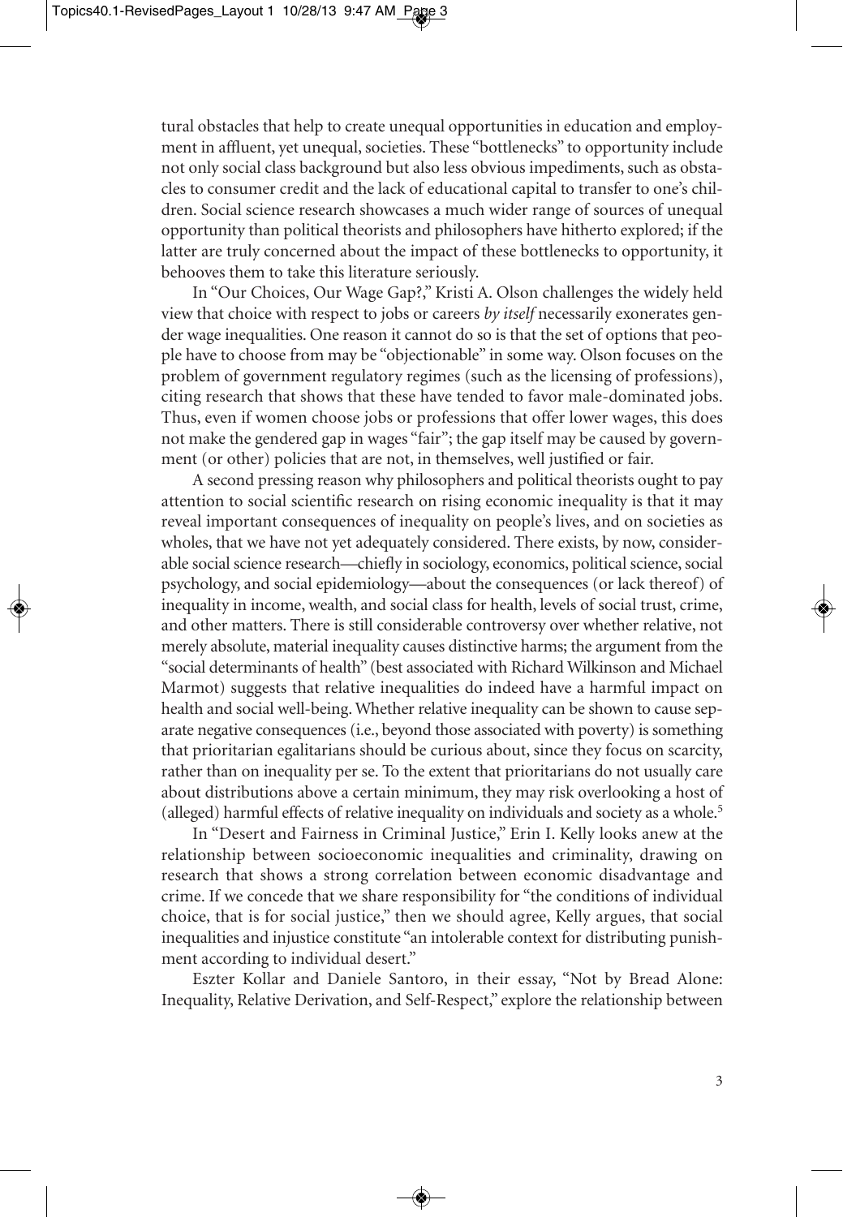tural obstacles that help to create unequal opportunities in education and employment in affluent, yet unequal, societies. These "bottlenecks" to opportunity include not only social class background but also less obvious impediments, such as obstacles to consumer credit and the lack of educational capital to transfer to one's children. Social science research showcases a much wider range of sources of unequal opportunity than political theorists and philosophers have hitherto explored; if the latter are truly concerned about the impact of these bottlenecks to opportunity, it behooves them to take this literature seriously.

In "Our Choices, Our Wage Gap?," Kristi A. Olson challenges the widely held view that choice with respect to jobs or careers *by itself* necessarily exonerates gender wage inequalities. One reason it cannot do so is that the set of options that people have to choose from may be "objectionable" in some way. Olson focuses on the problem of government regulatory regimes (such as the licensing of professions), citing research that shows that these have tended to favor male-dominated jobs. Thus, even if women choose jobs or professions that offer lower wages, this does not make the gendered gap in wages "fair"; the gap itself may be caused by government (or other) policies that are not, in themselves, well justified or fair.

A second pressing reason why philosophers and political theorists ought to pay attention to social scientific research on rising economic inequality is that it may reveal important consequences of inequality on people's lives, and on societies as wholes, that we have not yet adequately considered. There exists, by now, considerable social science research—chiefly in sociology, economics, political science, social psychology, and social epidemiology—about the consequences (or lack thereof) of inequality in income, wealth, and social class for health, levels of social trust, crime, and other matters. There is still considerable controversy over whether relative, not merely absolute, material inequality causes distinctive harms; the argument from the "social determinants of health" (best associated with Richard Wilkinson and Michael Marmot) suggests that relative inequalities do indeed have a harmful impact on health and social well-being. Whether relative inequality can be shown to cause separate negative consequences (i.e., beyond those associated with poverty) is something that prioritarian egalitarians should be curious about, since they focus on scarcity, rather than on inequality per se. To the extent that prioritarians do not usually care about distributions above a certain minimum, they may risk overlooking a host of (alleged) harmful effects of relative inequality on individuals and society as a whole.[5]

In "Desert and Fairness in Criminal Justice," Erin I. Kelly looks anew at the relationship between socioeconomic inequalities and criminality, drawing on research that shows a strong correlation between economic disadvantage and crime. If we concede that we share responsibility for "the conditions of individual choice, that is for social justice," then we should agree, Kelly argues, that social inequalities and injustice constitute "an intolerable context for distributing punishment according to individual desert."

Eszter Kollar and Daniele Santoro, in their essay, "Not by Bread Alone: Inequality, Relative Derivation, and Self-Respect," explore the relationship between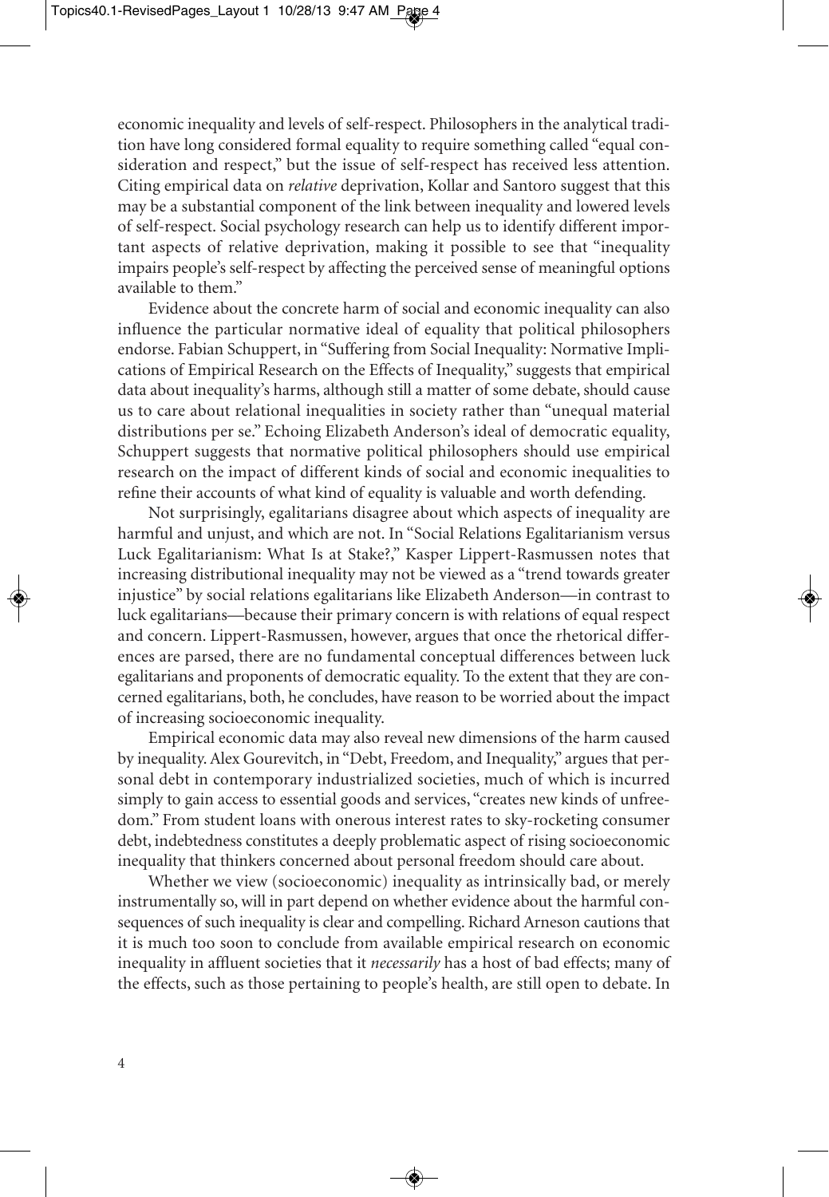economic inequality and levels of self-respect. Philosophers in the analytical tradition have long considered formal equality to require something called "equal consideration and respect," but the issue of self-respect has received less attention. Citing empirical data on *relative* deprivation, Kollar and Santoro suggest that this may be a substantial component of the link between inequality and lowered levels of self-respect. Social psychology research can help us to identify different important aspects of relative deprivation, making it possible to see that "inequality impairs people's self-respect by affecting the perceived sense of meaningful options available to them."

Evidence about the concrete harm of social and economic inequality can also influence the particular normative ideal of equality that political philosophers endorse. Fabian Schuppert, in "Suffering from Social Inequality: Normative Implications of Empirical Research on the Effects of Inequality," suggests that empirical data about inequality's harms, although still a matter of some debate, should cause us to care about relational inequalities in society rather than "unequal material distributions per se." Echoing Elizabeth Anderson's ideal of democratic equality, Schuppert suggests that normative political philosophers should use empirical research on the impact of different kinds of social and economic inequalities to refine their accounts of what kind of equality is valuable and worth defending.

Not surprisingly, egalitarians disagree about which aspects of inequality are harmful and unjust, and which are not. In "Social Relations Egalitarianism versus Luck Egalitarianism: What Is at Stake?," Kasper Lippert-Rasmussen notes that increasing distributional inequality may not be viewed as a "trend towards greater injustice" by social relations egalitarians like Elizabeth Anderson—in contrast to luck egalitarians—because their primary concern is with relations of equal respect and concern. Lippert-Rasmussen, however, argues that once the rhetorical differences are parsed, there are no fundamental conceptual differences between luck egalitarians and proponents of democratic equality. To the extent that they are concerned egalitarians, both, he concludes, have reason to be worried about the impact of increasing socioeconomic inequality.

Empirical economic data may also reveal new dimensions of the harm caused by inequality. Alex Gourevitch, in "Debt, Freedom, and Inequality," argues that personal debt in contemporary industrialized societies, much of which is incurred simply to gain access to essential goods and services, "creates new kinds of unfreedom." From student loans with onerous interest rates to sky-rocketing consumer debt, indebtedness constitutes a deeply problematic aspect of rising socioeconomic inequality that thinkers concerned about personal freedom should care about.

Whether we view (socioeconomic) inequality as intrinsically bad, or merely instrumentally so, will in part depend on whether evidence about the harmful consequences of such inequality is clear and compelling. Richard Arneson cautions that it is much too soon to conclude from available empirical research on economic inequality in affluent societies that it *necessarily* has a host of bad effects; many of the effects, such as those pertaining to people's health, are still open to debate. In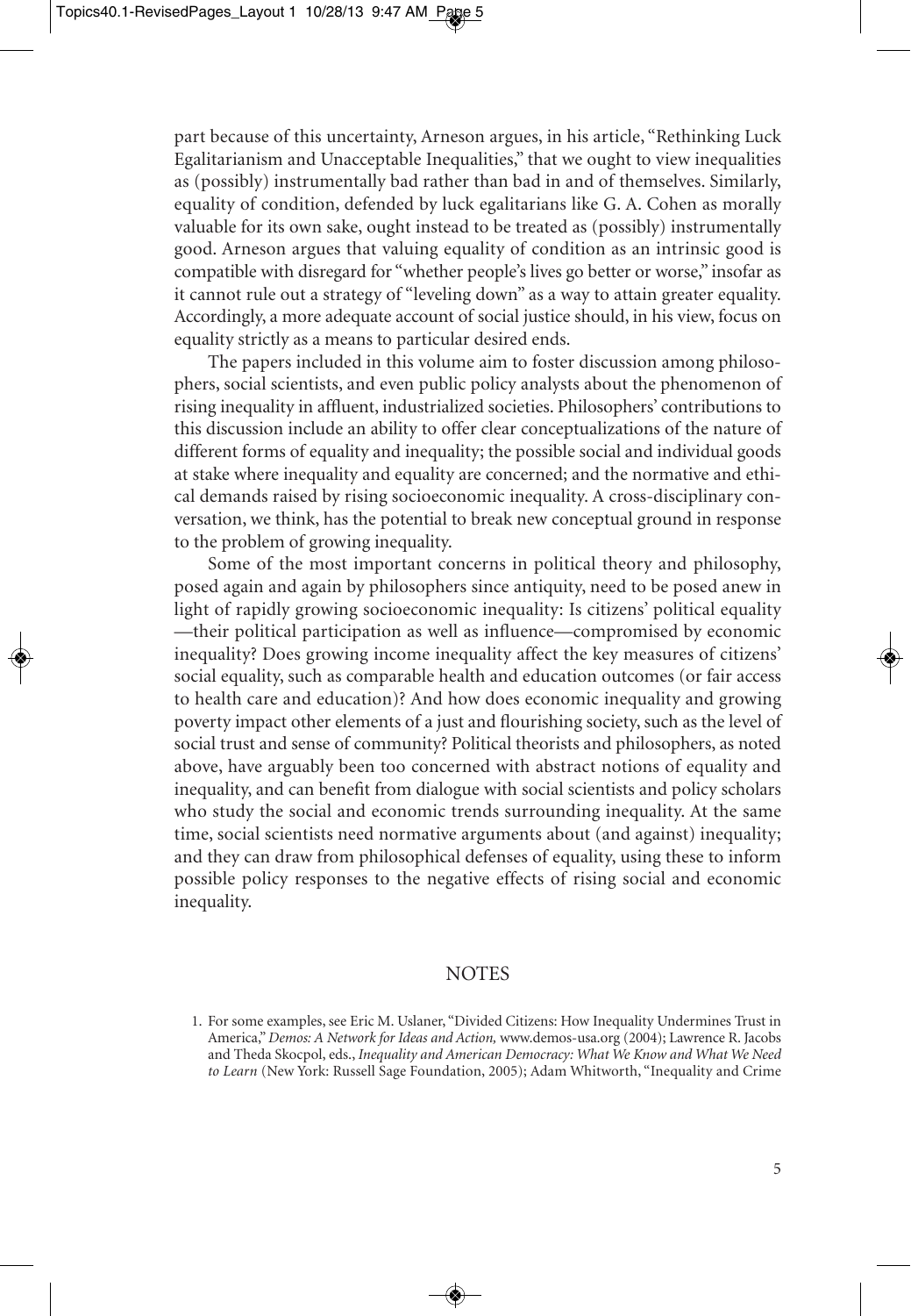part because of this uncertainty, Arneson argues, in his article, "Rethinking Luck Egalitarianism and Unacceptable Inequalities," that we ought to view inequalities as (possibly) instrumentally bad rather than bad in and of themselves. Similarly, equality of condition, defended by luck egalitarians like G. A. Cohen as morally valuable for its own sake, ought instead to be treated as (possibly) instrumentally good. Arneson argues that valuing equality of condition as an intrinsic good is compatible with disregard for "whether people's lives go better or worse," insofar as it cannot rule out a strategy of "leveling down" as a way to attain greater equality. Accordingly, a more adequate account of social justice should, in his view, focus on equality strictly as a means to particular desired ends.

The papers included in this volume aim to foster discussion among philosophers, social scientists, and even public policy analysts about the phenomenon of rising inequality in affluent, industrialized societies. Philosophers' contributions to this discussion include an ability to offer clear conceptualizations of the nature of different forms of equality and inequality; the possible social and individual goods at stake where inequality and equality are concerned; and the normative and ethical demands raised by rising socioeconomic inequality. A cross-disciplinary conversation, we think, has the potential to break new conceptual ground in response to the problem of growing inequality.

Some of the most important concerns in political theory and philosophy, posed again and again by philosophers since antiquity, need to be posed anew in light of rapidly growing socioeconomic inequality: Is citizens' political equality —their political participation as well as influence—compromised by economic inequality? Does growing income inequality affect the key measures of citizens' social equality, such as comparable health and education outcomes (or fair access to health care and education)? And how does economic inequality and growing poverty impact other elements of a just and flourishing society, such as the level of social trust and sense of community? Political theorists and philosophers, as noted above, have arguably been too concerned with abstract notions of equality and inequality, and can benefit from dialogue with social scientists and policy scholars who study the social and economic trends surrounding inequality. At the same time, social scientists need normative arguments about (and against) inequality; and they can draw from philosophical defenses of equality, using these to inform possible policy responses to the negative effects of rising social and economic inequality.

## NOTES

1. For some examples, see Eric M. Uslaner, "Divided Citizens: How Inequality Undermines Trust in America," *Demos: A Network for Ideas and Action,* www.demos-usa.org (2004); Lawrence R. Jacobs and Theda Skocpol, eds., *Inequality and American Democracy: What We Know and What We Need to Learn* (New York: Russell Sage Foundation, 2005); Adam Whitworth, "Inequality and Crime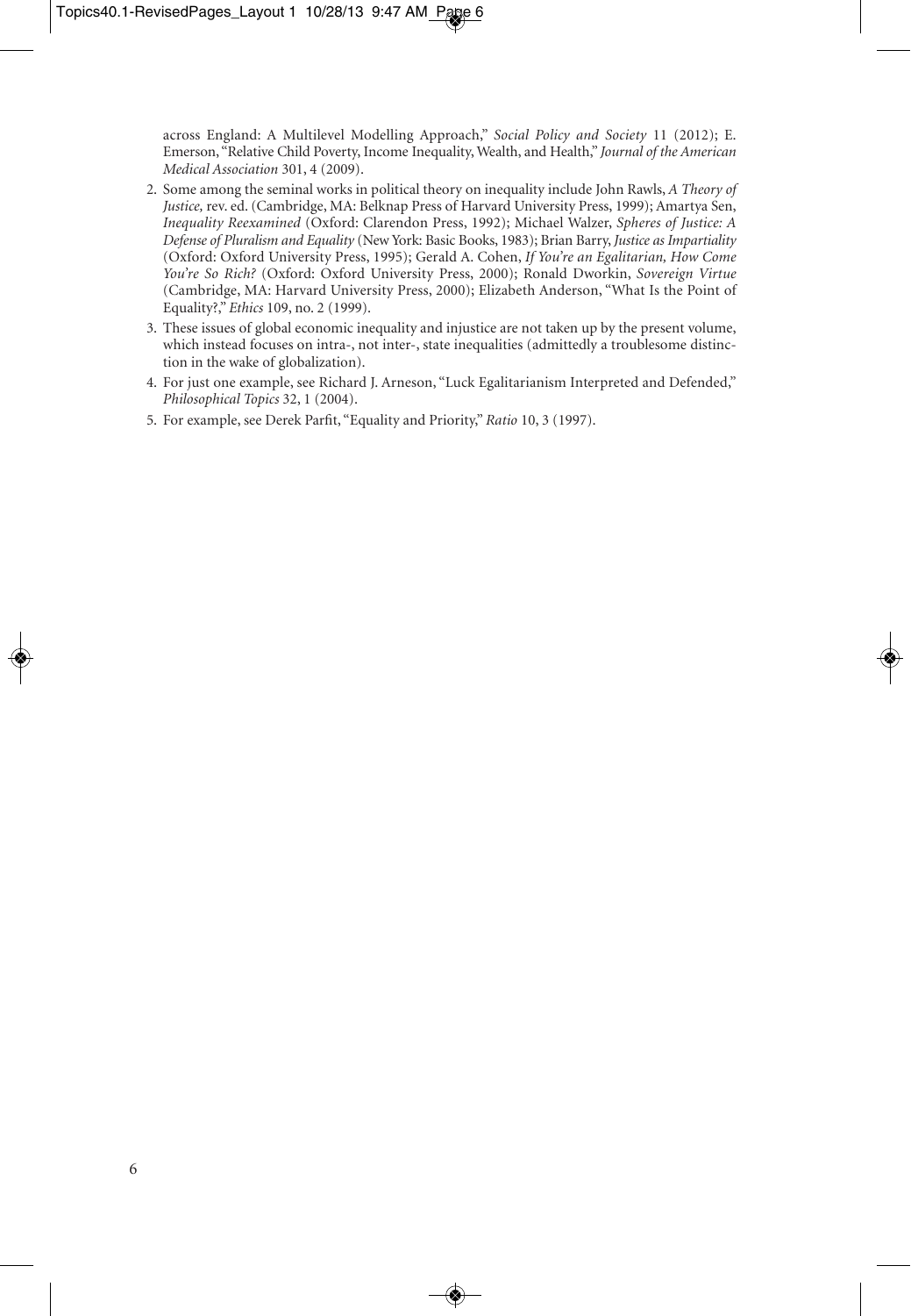across England: A Multilevel Modelling Approach," *Social Policy and Society* 11 (2012); E. Emerson, "Relative Child Poverty, Income Inequality, Wealth, and Health," *Journal of the American Medical Association* 301, 4 (2009).

2. Some among the seminal works in political theory on inequality include John Rawls, *A Theory of Justice,* rev. ed. (Cambridge, MA: Belknap Press of Harvard University Press, 1999); Amartya Sen, *Inequality Reexamined* (Oxford: Clarendon Press, 1992); Michael Walzer, *Spheres of Justice: A Defense of Pluralism and Equality* (New York: Basic Books, 1983); Brian Barry, *Justice as Impartiality* (Oxford: Oxford University Press, 1995); Gerald A. Cohen, *If You're an Egalitarian, How Come You're So Rich?* (Oxford: Oxford University Press, 2000); Ronald Dworkin, *Sovereign Virtue* (Cambridge, MA: Harvard University Press, 2000); Elizabeth Anderson, "What Is the Point of Equality?," *Ethics* 109, no. 2 (1999).
3. These issues of global economic inequality and injustice are not taken up by the present volume, which instead focuses on intra-, not inter-, state inequalities (admittedly a troublesome distinction in the wake of globalization).
4. For just one example, see Richard J. Arneson, "Luck Egalitarianism Interpreted and Defended," *Philosophical Topics* 32, 1 (2004).
5. For example, see Derek Parfit, "Equality and Priority," *Ratio* 10, 3 (1997).